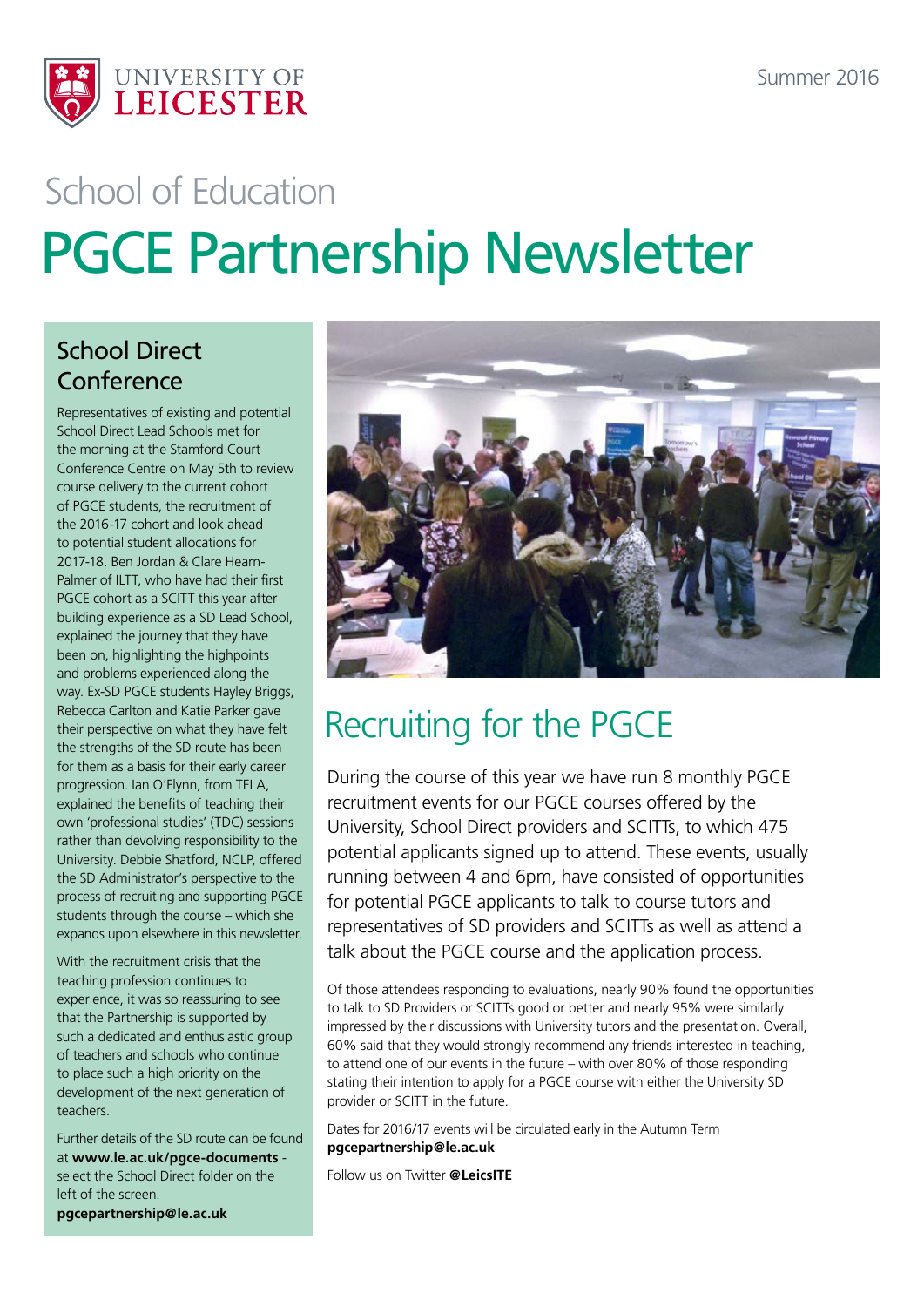Summer 2016

UNIVERSITY OF LEICESTER

## School of Education

# PGCE Partnership Newsletter

## School Direct Conference

Representatives of existing and potential School Direct Lead Schools met for the morning at the Stamford Court Conference Centre on May 5th to review course delivery to the current cohort of PGCE students, the recruitment of the 2016-17 cohort and look ahead to potential student allocations for 2017-18. Ben Jordan & Clare Hearn-Palmer of ILTT, who have had their first PGCE cohort as a SCITT this year after building experience as a SD Lead School, explained the journey that they have been on, highlighting the highpoints and problems experienced along the way. Ex-SD PGCE students Hayley Briggs, Rebecca Carlton and Katie Parker gave their perspective on what they have felt the strengths of the SD route has been for them as a basis for their early career progression. Ian O'Flynn, from TELA, explained the benefits of teaching their own 'professional studies' (TDC) sessions rather than devolving responsibility to the University. Debbie Shatford, NCLP, offered the SD Administrator's perspective to the process of recruiting and supporting PGCE students through the course – which she expands upon elsewhere in this newsletter.

With the recruitment crisis that the teaching profession continues to experience, it was so reassuring to see that the Partnership is supported by such a dedicated and enthusiastic group of teachers and schools who continue to place such a high priority on the development of the next generation of teachers.

Further details of the SD route can be found at **www.le.ac.uk/pgce-documents** - select the School Direct folder on the left of the screen.
**pgcepartnership@le.ac.uk**

## Recruiting for the PGCE

During the course of this year we have run 8 monthly PGCE recruitment events for our PGCE courses offered by the University, School Direct providers and SCITTs, to which 475 potential applicants signed up to attend. These events, usually running between 4 and 6pm, have consisted of opportunities for potential PGCE applicants to talk to course tutors and representatives of SD providers and SCITTs as well as attend a talk about the PGCE course and the application process.

Of those attendees responding to evaluations, nearly 90% found the opportunities to talk to SD Providers or SCITTs good or better and nearly 95% were similarly impressed by their discussions with University tutors and the presentation. Overall, 60% said that they would strongly recommend any friends interested in teaching, to attend one of our events in the future – with over 80% of those responding stating their intention to apply for a PGCE course with either the University SD provider or SCITT in the future.

Dates for 2016/17 events will be circulated early in the Autumn Term
**pgcepartnership@le.ac.uk**

Follow us on Twitter **@LeicsITE**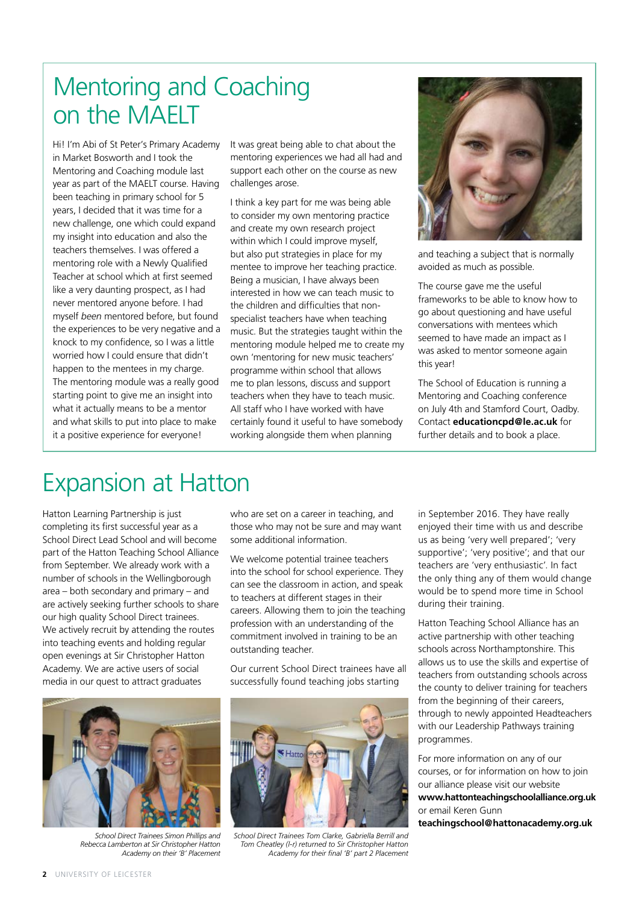# Mentoring and Coaching on the MAELT

Hi! I'm Abi of St Peter's Primary Academy in Market Bosworth and I took the Mentoring and Coaching module last year as part of the MAELT course. Having been teaching in primary school for 5 years, I decided that it was time for a new challenge, one which could expand my insight into education and also the teachers themselves. I was offered a mentoring role with a Newly Qualified Teacher at school which at first seemed like a very daunting prospect, as I had never mentored anyone before. I had myself *been* mentored before, but found the experiences to be very negative and a knock to my confidence, so I was a little worried how I could ensure that didn't happen to the mentees in my charge. The mentoring module was a really good starting point to give me an insight into what it actually means to be a mentor and what skills to put into place to make it a positive experience for everyone!

It was great being able to chat about the mentoring experiences we had all had and support each other on the course as new challenges arose.

I think a key part for me was being able to consider my own mentoring practice and create my own research project within which I could improve myself, but also put strategies in place for my mentee to improve her teaching practice. Being a musician, I have always been interested in how we can teach music to the children and difficulties that non-specialist teachers have when teaching music. But the strategies taught within the mentoring module helped me to create my own 'mentoring for new music teachers' programme within school that allows me to plan lessons, discuss and support teachers when they have to teach music. All staff who I have worked with have certainly found it useful to have somebody working alongside them when planning and teaching a subject that is normally avoided as much as possible.

The course gave me the useful frameworks to be able to know how to go about questioning and have useful conversations with mentees which seemed to have made an impact as I was asked to mentor someone again this year!

The School of Education is running a Mentoring and Coaching conference on July 4th and Stamford Court, Oadby. Contact **educationcpd@le.ac.uk** for further details and to book a place.

# Expansion at Hatton

Hatton Learning Partnership is just completing its first successful year as a School Direct Lead School and will become part of the Hatton Teaching School Alliance from September. We already work with a number of schools in the Wellingborough area – both secondary and primary – and are actively seeking further schools to share our high quality School Direct trainees. We actively recruit by attending the routes into teaching events and holding regular open evenings at Sir Christopher Hatton Academy. We are active users of social media in our quest to attract graduates who are set on a career in teaching, and those who may not be sure and may want some additional information.

We welcome potential trainee teachers into the school for school experience. They can see the classroom in action, and speak to teachers at different stages in their careers. Allowing them to join the teaching profession with an understanding of the commitment involved in training to be an outstanding teacher.

Our current School Direct trainees have all successfully found teaching jobs starting in September 2016. They have really enjoyed their time with us and describe us as being 'very well prepared'; 'very supportive'; 'very positive'; and that our teachers are 'very enthusiastic'. In fact the only thing any of them would change would be to spend more time in School during their training.

Hatton Teaching School Alliance has an active partnership with other teaching schools across Northamptonshire. This allows us to use the skills and expertise of teachers from outstanding schools across the county to deliver training for teachers from the beginning of their careers, through to newly appointed Headteachers with our Leadership Pathways training programmes.

For more information on any of our courses, or for information on how to join our alliance please visit our website **www.hattonteachingschoolalliance.org.uk** or email Keren Gunn **teachingschool@hattonacademy.org.uk**

*School Direct Trainees Simon Phillips and Rebecca Lamberton at Sir Christopher Hatton Academy on their 'B' Placement*

*School Direct Trainees Tom Clarke, Gabriella Berrill and Tom Cheatley (l-r) returned to Sir Christopher Hatton Academy for their final 'B' part 2 Placement*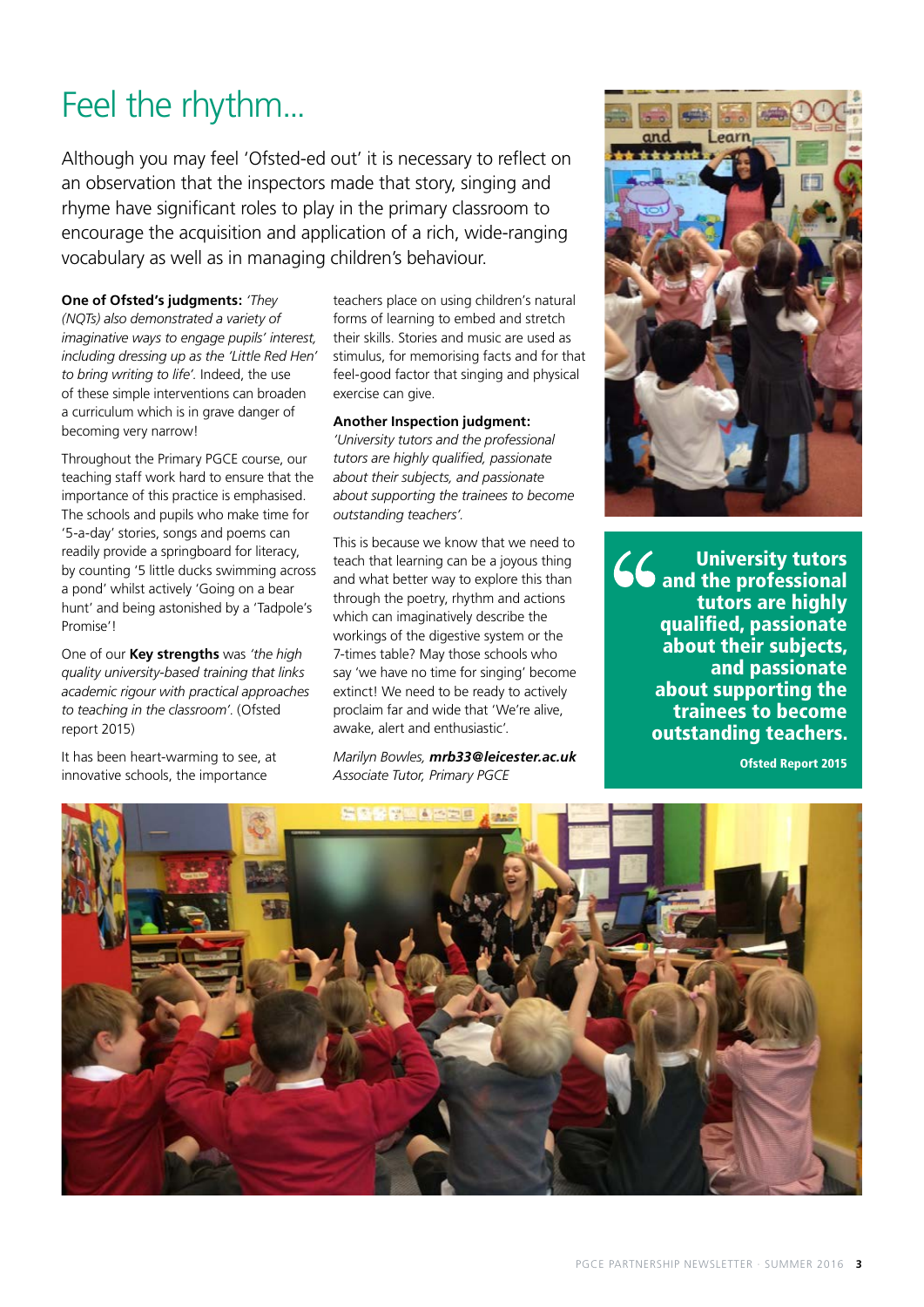# Feel the rhythm...

Although you may feel 'Ofsted-ed out' it is necessary to reflect on an observation that the inspectors made that story, singing and rhyme have significant roles to play in the primary classroom to encourage the acquisition and application of a rich, wide-ranging vocabulary as well as in managing children's behaviour.

**One of Ofsted's judgments:** *'They (NQTs) also demonstrated a variety of imaginative ways to engage pupils' interest, including dressing up as the 'Little Red Hen' to bring writing to life'.* Indeed, the use of these simple interventions can broaden a curriculum which is in grave danger of becoming very narrow!

Throughout the Primary PGCE course, our teaching staff work hard to ensure that the importance of this practice is emphasised. The schools and pupils who make time for '5-a-day' stories, songs and poems can readily provide a springboard for literacy, by counting '5 little ducks swimming across a pond' whilst actively 'Going on a bear hunt' and being astonished by a 'Tadpole's Promise'!

One of our **Key strengths** was *'the high quality university-based training that links academic rigour with practical approaches to teaching in the classroom'.* (Ofsted report 2015)

It has been heart-warming to see, at innovative schools, the importance teachers place on using children's natural forms of learning to embed and stretch their skills. Stories and music are used as stimulus, for memorising facts and for that feel-good factor that singing and physical exercise can give.

**Another Inspection judgment:** *'University tutors and the professional tutors are highly qualified, passionate about their subjects, and passionate about supporting the trainees to become outstanding teachers'.*

This is because we know that we need to teach that learning can be a joyous thing and what better way to explore this than through the poetry, rhythm and actions which can imaginatively describe the workings of the digestive system or the 7-times table? May those schools who say 'we have no time for singing' become extinct! We need to be ready to actively proclaim far and wide that 'We're alive, awake, alert and enthusiastic'.

*Marilyn Bowles,* ***mrb33@leicester.ac.uk***
*Associate Tutor, Primary PGCE*

> **"University tutors and the professional tutors are highly qualified, passionate about their subjects, and passionate about supporting the trainees to become outstanding teachers.**
>
> **Ofsted Report 2015**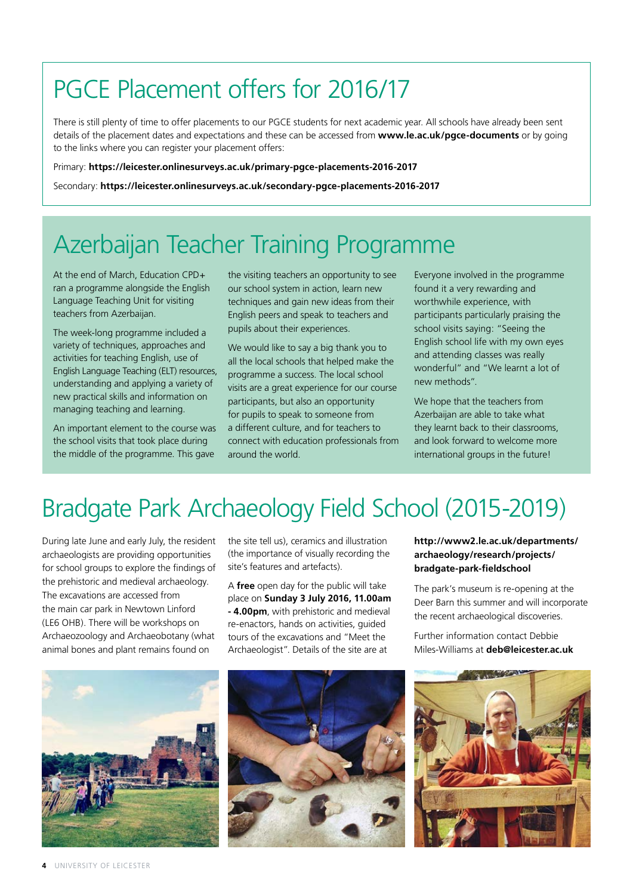# PGCE Placement offers for 2016/17

There is still plenty of time to offer placements to our PGCE students for next academic year. All schools have already been sent details of the placement dates and expectations and these can be accessed from **www.le.ac.uk/pgce-documents** or by going to the links where you can register your placement offers:

Primary: **https://leicester.onlinesurveys.ac.uk/primary-pgce-placements-2016-2017**

Secondary: **https://leicester.onlinesurveys.ac.uk/secondary-pgce-placements-2016-2017**

# Azerbaijan Teacher Training Programme

At the end of March, Education CPD+ ran a programme alongside the English Language Teaching Unit for visiting teachers from Azerbaijan.

The week-long programme included a variety of techniques, approaches and activities for teaching English, use of English Language Teaching (ELT) resources, understanding and applying a variety of new practical skills and information on managing teaching and learning.

An important element to the course was the school visits that took place during the middle of the programme. This gave the visiting teachers an opportunity to see our school system in action, learn new techniques and gain new ideas from their English peers and speak to teachers and pupils about their experiences.

We would like to say a big thank you to all the local schools that helped make the programme a success. The local school visits are a great experience for our course participants, but also an opportunity for pupils to speak to someone from a different culture, and for teachers to connect with education professionals from around the world.

Everyone involved in the programme found it a very rewarding and worthwhile experience, with participants particularly praising the school visits saying: "Seeing the English school life with my own eyes and attending classes was really wonderful" and "We learnt a lot of new methods".

We hope that the teachers from Azerbaijan are able to take what they learnt back to their classrooms, and look forward to welcome more international groups in the future!

# Bradgate Park Archaeology Field School (2015-2019)

During late June and early July, the resident archaeologists are providing opportunities for school groups to explore the findings of the prehistoric and medieval archaeology. The excavations are accessed from the main car park in Newtown Linford (LE6 OHB). There will be workshops on Archaeozoology and Archaeobotany (what animal bones and plant remains found on the site tell us), ceramics and illustration (the importance of visually recording the site's features and artefacts).

A **free** open day for the public will take place on **Sunday 3 July 2016, 11.00am - 4.00pm**, with prehistoric and medieval re-enactors, hands on activities, guided tours of the excavations and "Meet the Archaeologist". Details of the site are at

**http://www2.le.ac.uk/departments/archaeology/research/projects/bradgate-park-fieldschool**

The park's museum is re-opening at the Deer Barn this summer and will incorporate the recent archaeological discoveries.

Further information contact Debbie Miles-Williams at **deb@leicester.ac.uk**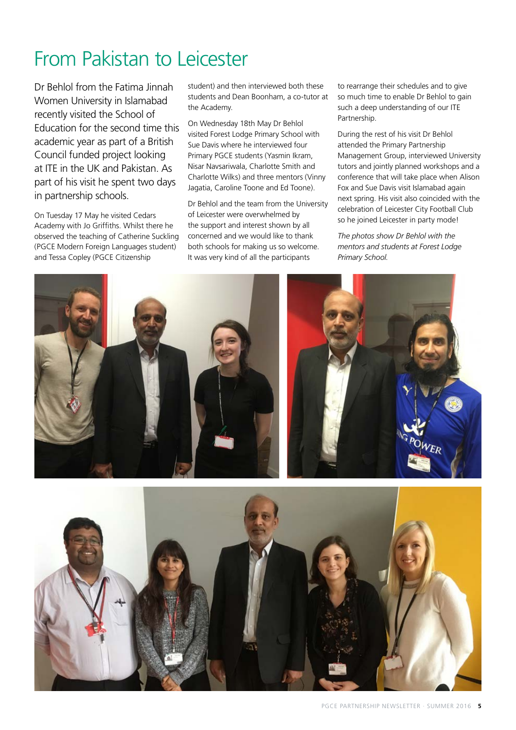# From Pakistan to Leicester

Dr Behlol from the Fatima Jinnah Women University in Islamabad recently visited the School of Education for the second time this academic year as part of a British Council funded project looking at ITE in the UK and Pakistan. As part of his visit he spent two days in partnership schools.

On Tuesday 17 May he visited Cedars Academy with Jo Griffiths. Whilst there he observed the teaching of Catherine Suckling (PGCE Modern Foreign Languages student) and Tessa Copley (PGCE Citizenship student) and then interviewed both these students and Dean Boonham, a co-tutor at the Academy.

On Wednesday 18th May Dr Behlol visited Forest Lodge Primary School with Sue Davis where he interviewed four Primary PGCE students (Yasmin Ikram, Nisar Navsariwala, Charlotte Smith and Charlotte Wilks) and three mentors (Vinny Jagatia, Caroline Toone and Ed Toone).

Dr Behlol and the team from the University of Leicester were overwhelmed by the support and interest shown by all concerned and we would like to thank both schools for making us so welcome. It was very kind of all the participants to rearrange their schedules and to give so much time to enable Dr Behlol to gain such a deep understanding of our ITE Partnership.

During the rest of his visit Dr Behlol attended the Primary Partnership Management Group, interviewed University tutors and jointly planned workshops and a conference that will take place when Alison Fox and Sue Davis visit Islamabad again next spring. His visit also coincided with the celebration of Leicester City Football Club so he joined Leicester in party mode!

*The photos show Dr Behlol with the mentors and students at Forest Lodge Primary School.*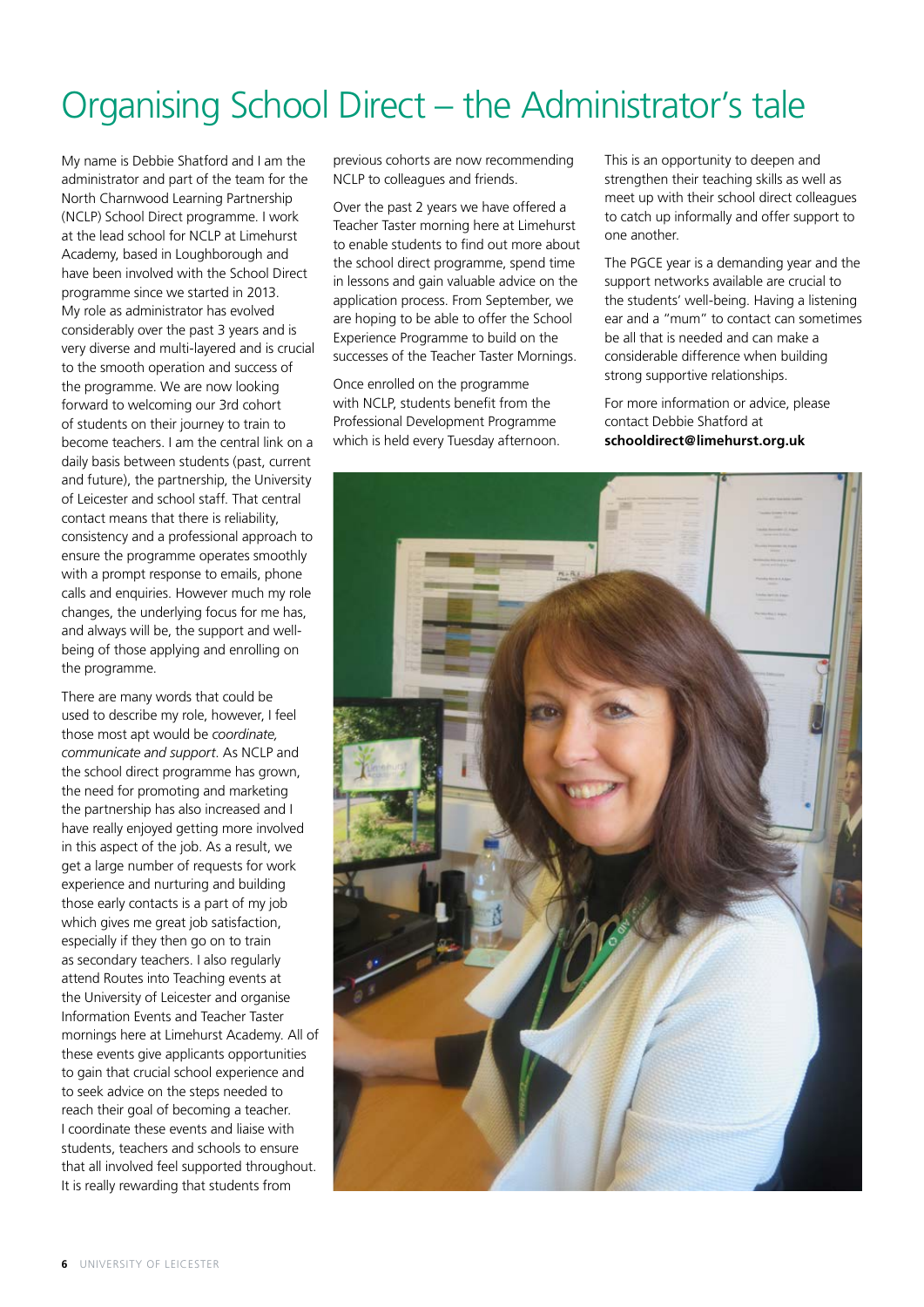# Organising School Direct – the Administrator's tale

My name is Debbie Shatford and I am the administrator and part of the team for the North Charnwood Learning Partnership (NCLP) School Direct programme. I work at the lead school for NCLP at Limehurst Academy, based in Loughborough and have been involved with the School Direct programme since we started in 2013. My role as administrator has evolved considerably over the past 3 years and is very diverse and multi-layered and is crucial to the smooth operation and success of the programme. We are now looking forward to welcoming our 3rd cohort of students on their journey to train to become teachers. I am the central link on a daily basis between students (past, current and future), the partnership, the University of Leicester and school staff. That central contact means that there is reliability, consistency and a professional approach to ensure the programme operates smoothly with a prompt response to emails, phone calls and enquiries. However much my role changes, the underlying focus for me has, and always will be, the support and well-being of those applying and enrolling on the programme.

There are many words that could be used to describe my role, however, I feel those most apt would be *coordinate, communicate and support*. As NCLP and the school direct programme has grown, the need for promoting and marketing the partnership has also increased and I have really enjoyed getting more involved in this aspect of the job. As a result, we get a large number of requests for work experience and nurturing and building those early contacts is a part of my job which gives me great job satisfaction, especially if they then go on to train as secondary teachers. I also regularly attend Routes into Teaching events at the University of Leicester and organise Information Events and Teacher Taster mornings here at Limehurst Academy. All of these events give applicants opportunities to gain that crucial school experience and to seek advice on the steps needed to reach their goal of becoming a teacher. I coordinate these events and liaise with students, teachers and schools to ensure that all involved feel supported throughout. It is really rewarding that students from previous cohorts are now recommending NCLP to colleagues and friends.

Over the past 2 years we have offered a Teacher Taster morning here at Limehurst to enable students to find out more about the school direct programme, spend time in lessons and gain valuable advice on the application process. From September, we are hoping to be able to offer the School Experience Programme to build on the successes of the Teacher Taster Mornings.

Once enrolled on the programme with NCLP, students benefit from the Professional Development Programme which is held every Tuesday afternoon. This is an opportunity to deepen and strengthen their teaching skills as well as meet up with their school direct colleagues to catch up informally and offer support to one another.

The PGCE year is a demanding year and the support networks available are crucial to the students' well-being. Having a listening ear and a "mum" to contact can sometimes be all that is needed and can make a considerable difference when building strong supportive relationships.

For more information or advice, please contact Debbie Shatford at **schooldirect@limehurst.org.uk**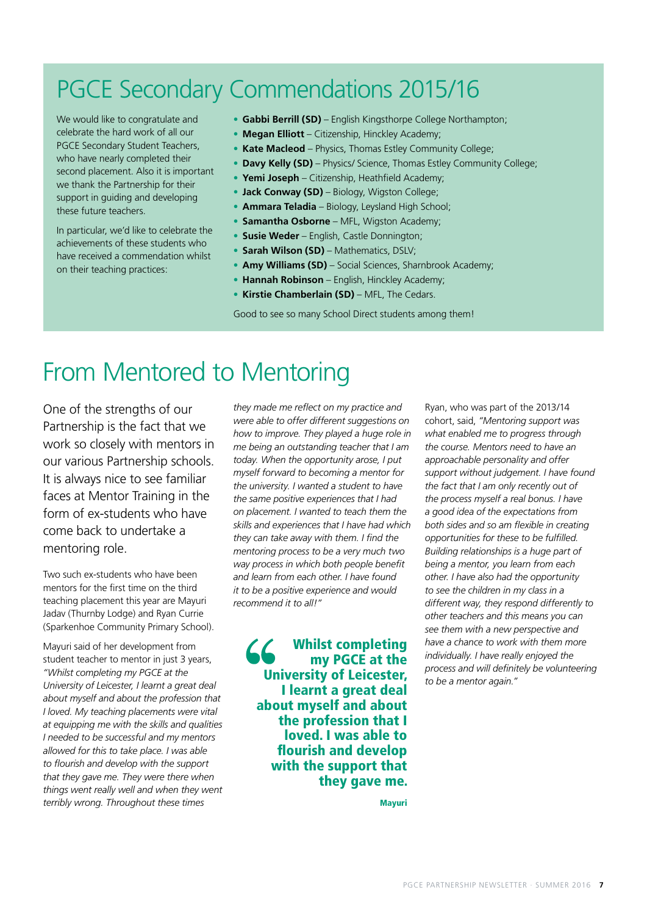# PGCE Secondary Commendations 2015/16

We would like to congratulate and celebrate the hard work of all our PGCE Secondary Student Teachers, who have nearly completed their second placement. Also it is important we thank the Partnership for their support in guiding and developing these future teachers.

In particular, we'd like to celebrate the achievements of these students who have received a commendation whilst on their teaching practices:

- **Gabbi Berrill (SD)** – English Kingsthorpe College Northampton;
- **Megan Elliott** – Citizenship, Hinckley Academy;
- **Kate Macleod** – Physics, Thomas Estley Community College;
- **Davy Kelly (SD)** – Physics/ Science, Thomas Estley Community College;
- **Yemi Joseph** – Citizenship, Heathfield Academy;
- **Jack Conway (SD)** – Biology, Wigston College;
- **Ammara Teladia** – Biology, Leysland High School;
- **Samantha Osborne** – MFL, Wigston Academy;
- **Susie Weder** – English, Castle Donnington;
- **Sarah Wilson (SD)** – Mathematics, DSLV;
- **Amy Williams (SD)** – Social Sciences, Sharnbrook Academy;
- **Hannah Robinson** – English, Hinckley Academy;
- **Kirstie Chamberlain (SD)** – MFL, The Cedars.

Good to see so many School Direct students among them!

# From Mentored to Mentoring

One of the strengths of our Partnership is the fact that we work so closely with mentors in our various Partnership schools. It is always nice to see familiar faces at Mentor Training in the form of ex-students who have come back to undertake a mentoring role.

Two such ex-students who have been mentors for the first time on the third teaching placement this year are Mayuri Jadav (Thurnby Lodge) and Ryan Currie (Sparkenhoe Community Primary School).

Mayuri said of her development from student teacher to mentor in just 3 years, *"Whilst completing my PGCE at the University of Leicester, I learnt a great deal about myself and about the profession that I loved. My teaching placements were vital at equipping me with the skills and qualities I needed to be successful and my mentors allowed for this to take place. I was able to flourish and develop with the support that they gave me. They were there when things went really well and when they went terribly wrong. Throughout these times they made me reflect on my practice and were able to offer different suggestions on how to improve. They played a huge role in me being an outstanding teacher that I am today. When the opportunity arose, I put myself forward to becoming a mentor for the university. I wanted a student to have the same positive experiences that I had on placement. I wanted to teach them the skills and experiences that I have had which they can take away with them. I find the mentoring process to be a very much two way process in which both people benefit and learn from each other. I have found it to be a positive experience and would recommend it to all!"*

> **"Whilst completing my PGCE at the University of Leicester, I learnt a great deal about myself and about the profession that I loved. I was able to flourish and develop with the support that they gave me.**
>
> **Mayuri**

Ryan, who was part of the 2013/14 cohort, said, *"Mentoring support was what enabled me to progress through the course. Mentors need to have an approachable personality and offer support without judgement. I have found the fact that I am only recently out of the process myself a real bonus. I have a good idea of the expectations from both sides and so am flexible in creating opportunities for these to be fulfilled. Building relationships is a huge part of being a mentor, you learn from each other. I have also had the opportunity to see the children in my class in a different way, they respond differently to other teachers and this means you can see them with a new perspective and have a chance to work with them more individually. I have really enjoyed the process and will definitely be volunteering to be a mentor again."*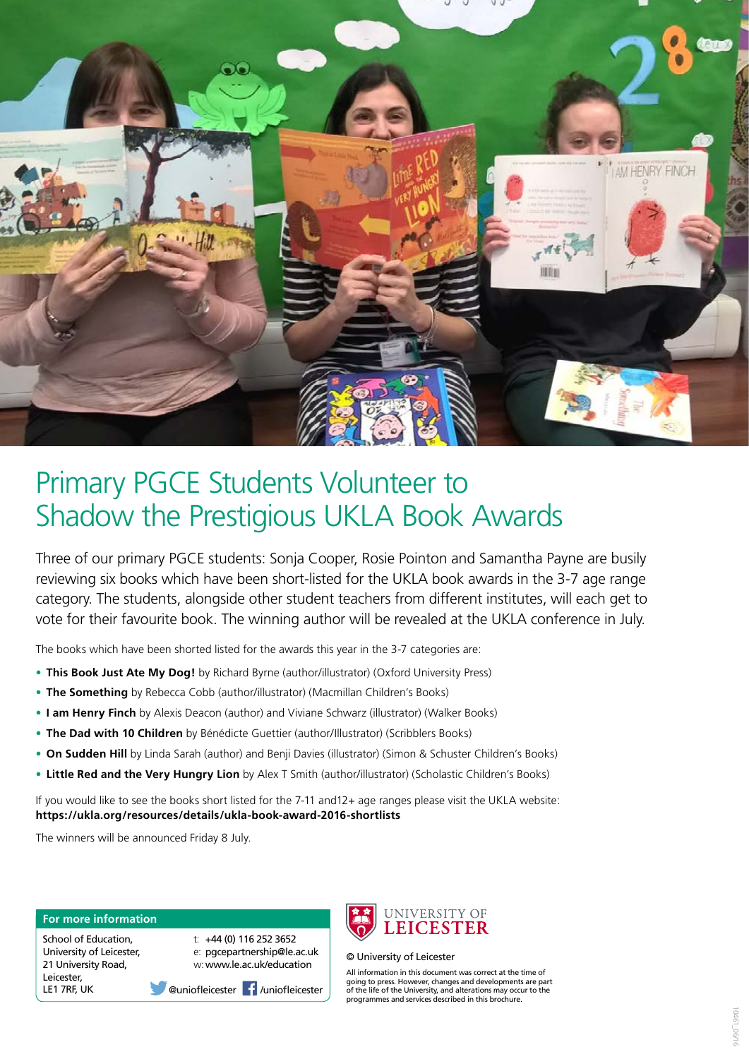# Primary PGCE Students Volunteer to Shadow the Prestigious UKLA Book Awards

Three of our primary PGCE students: Sonja Cooper, Rosie Pointon and Samantha Payne are busily reviewing six books which have been short-listed for the UKLA book awards in the 3-7 age range category. The students, alongside other student teachers from different institutes, will each get to vote for their favourite book. The winning author will be revealed at the UKLA conference in July.

The books which have been shorted listed for the awards this year in the 3-7 categories are:

- **This Book Just Ate My Dog!** by Richard Byrne (author/illustrator) (Oxford University Press)
- **The Something** by Rebecca Cobb (author/illustrator) (Macmillan Children's Books)
- **I am Henry Finch** by Alexis Deacon (author) and Viviane Schwarz (illustrator) (Walker Books)
- **The Dad with 10 Children** by Bénédicte Guettier (author/Illustrator) (Scribblers Books)
- **On Sudden Hill** by Linda Sarah (author) and Benji Davies (illustrator) (Simon & Schuster Children's Books)
- **Little Red and the Very Hungry Lion** by Alex T Smith (author/illustrator) (Scholastic Children's Books)

If you would like to see the books short listed for the 7-11 and12+ age ranges please visit the UKLA website: **https://ukla.org/resources/details/ukla-book-award-2016-shortlists**

The winners will be announced Friday 8 July.

**For more information**

School of Education,
University of Leicester,
21 University Road,
Leicester,
LE1 7RF, UK

t: +44 (0) 116 252 3652
e: pgcepartnership@le.ac.uk
w: www.le.ac.uk/education

@uniofleicester /uniofleicester

UNIVERSITY OF LEICESTER

© University of Leicester

All information in this document was correct at the time of going to press. However, changes and developments are part of the life of the University, and alterations may occur to the programmes and services described in this brochure.

10461_0616